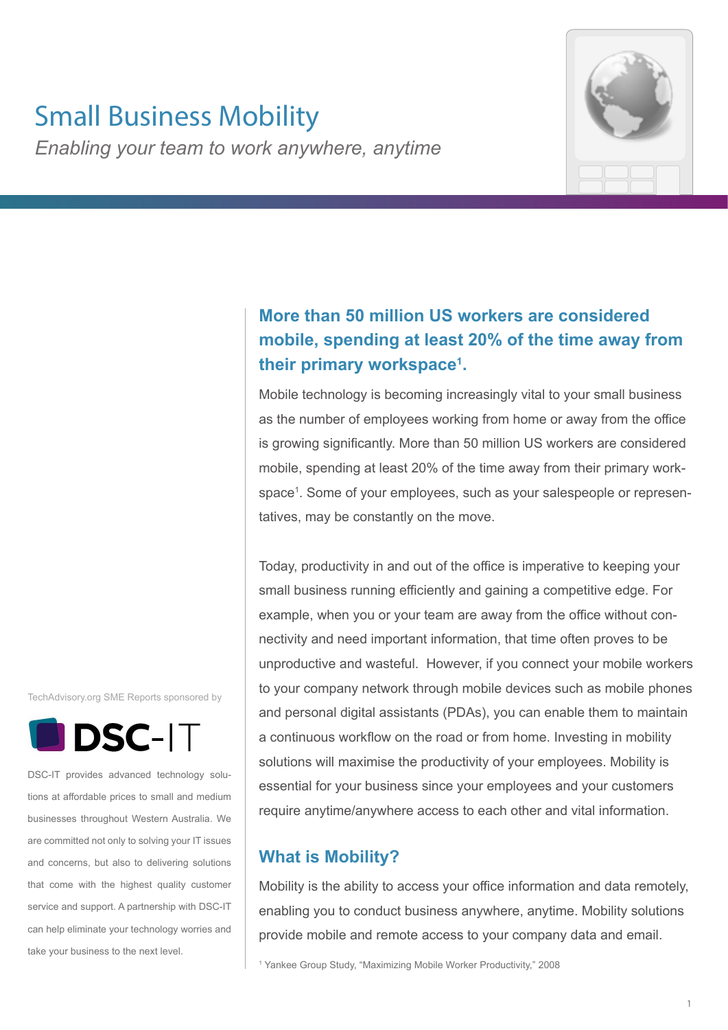# Small Business Mobility

*Enabling your team to work anywhere, anytime*

## More than 50 million US workers are considered mobile, spending at least 20% of the time away from their primary workspace[1].

Mobile technology is becoming increasingly vital to your small business as the number of employees working from home or away from the office is growing significantly. More than 50 million US workers are considered mobile, spending at least 20% of the time away from their primary workspace[1]. Some of your employees, such as your salespeople or representatives, may be constantly on the move.

Today, productivity in and out of the office is imperative to keeping your small business running efficiently and gaining a competitive edge. For example, when you or your team are away from the office without connectivity and need important information, that time often proves to be unproductive and wasteful. However, if you connect your mobile workers to your company network through mobile devices such as mobile phones and personal digital assistants (PDAs), you can enable them to maintain a continuous workflow on the road or from home. Investing in mobility solutions will maximise the productivity of your employees. Mobility is essential for your business since your employees and your customers require anytime/anywhere access to each other and vital information.

## What is Mobility?

Mobility is the ability to access your office information and data remotely, enabling you to conduct business anywhere, anytime. Mobility solutions provide mobile and remote access to your company data and email.

[1] Yankee Group Study, "Maximizing Mobile Worker Productivity," 2008

TechAdvisory.org SME Reports sponsored by

**DSC-IT**

DSC-IT provides advanced technology solutions at affordable prices to small and medium businesses throughout Western Australia. We are committed not only to solving your IT issues and concerns, but also to delivering solutions that come with the highest quality customer service and support. A partnership with DSC-IT can help eliminate your technology worries and take your business to the next level.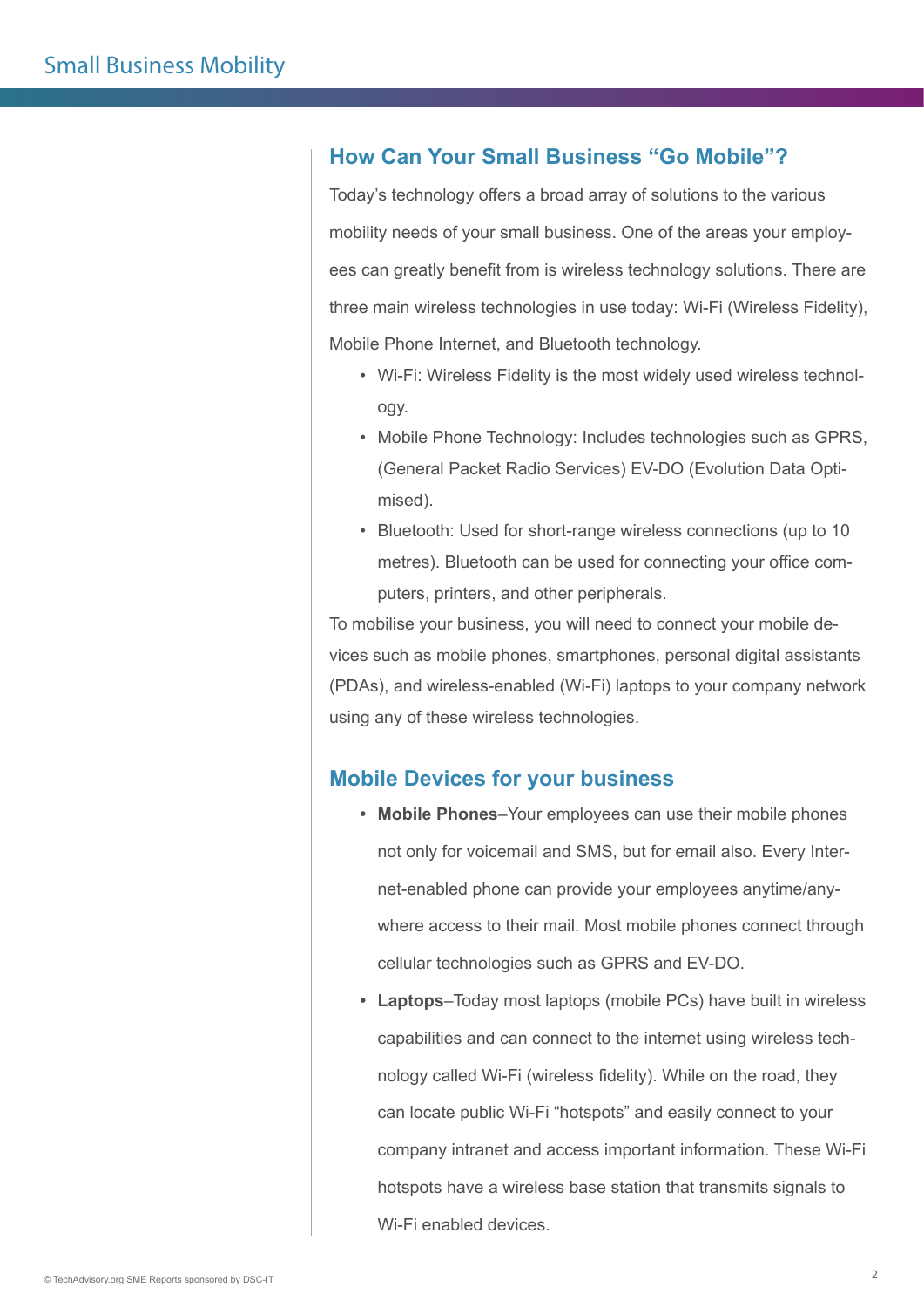## How Can Your Small Business "Go Mobile"?

Today's technology offers a broad array of solutions to the various mobility needs of your small business. One of the areas your employees can greatly benefit from is wireless technology solutions. There are three main wireless technologies in use today: Wi-Fi (Wireless Fidelity), Mobile Phone Internet, and Bluetooth technology.

- Wi-Fi: Wireless Fidelity is the most widely used wireless technology.
- Mobile Phone Technology: Includes technologies such as GPRS, (General Packet Radio Services) EV-DO (Evolution Data Optimised).
- Bluetooth: Used for short-range wireless connections (up to 10 metres). Bluetooth can be used for connecting your office computers, printers, and other peripherals.

To mobilise your business, you will need to connect your mobile devices such as mobile phones, smartphones, personal digital assistants (PDAs), and wireless-enabled (Wi-Fi) laptops to your company network using any of these wireless technologies.

## Mobile Devices for your business

- **Mobile Phones**–Your employees can use their mobile phones not only for voicemail and SMS, but for email also. Every Internet-enabled phone can provide your employees anytime/anywhere access to their mail. Most mobile phones connect through cellular technologies such as GPRS and EV-DO.
- **Laptops**–Today most laptops (mobile PCs) have built in wireless capabilities and can connect to the internet using wireless technology called Wi-Fi (wireless fidelity). While on the road, they can locate public Wi-Fi "hotspots" and easily connect to your company intranet and access important information. These Wi-Fi hotspots have a wireless base station that transmits signals to Wi-Fi enabled devices.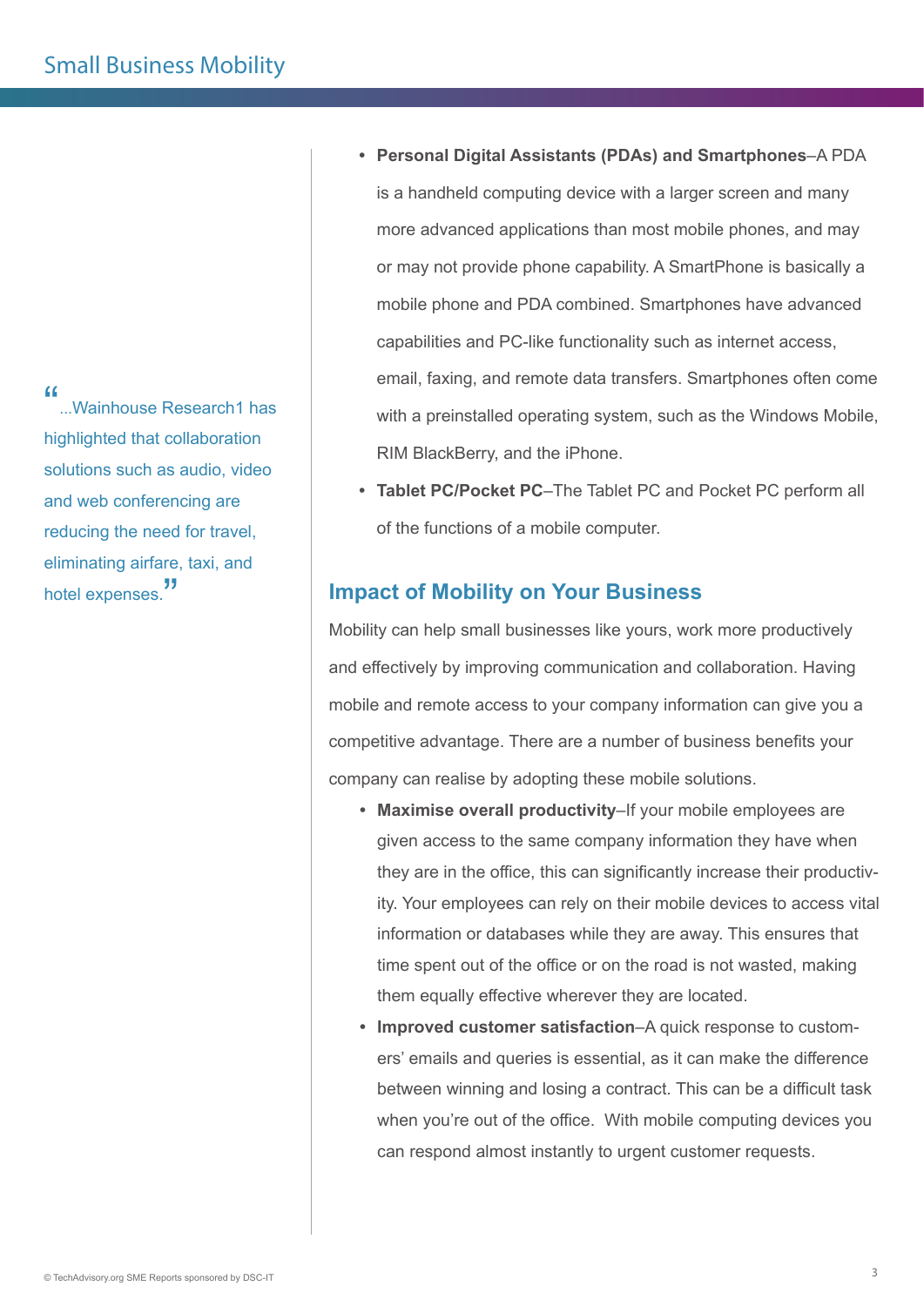> "...Wainhouse Research1 has highlighted that collaboration solutions such as audio, video and web conferencing are reducing the need for travel, eliminating airfare, taxi, and hotel expenses."

- **Personal Digital Assistants (PDAs) and Smartphones**–A PDA is a handheld computing device with a larger screen and many more advanced applications than most mobile phones, and may or may not provide phone capability. A SmartPhone is basically a mobile phone and PDA combined. Smartphones have advanced capabilities and PC-like functionality such as internet access, email, faxing, and remote data transfers. Smartphones often come with a preinstalled operating system, such as the Windows Mobile, RIM BlackBerry, and the iPhone.
- **Tablet PC/Pocket PC**–The Tablet PC and Pocket PC perform all of the functions of a mobile computer.

## Impact of Mobility on Your Business

Mobility can help small businesses like yours, work more productively and effectively by improving communication and collaboration. Having mobile and remote access to your company information can give you a competitive advantage. There are a number of business benefits your company can realise by adopting these mobile solutions.

- **Maximise overall productivity**–If your mobile employees are given access to the same company information they have when they are in the office, this can significantly increase their productivity. Your employees can rely on their mobile devices to access vital information or databases while they are away. This ensures that time spent out of the office or on the road is not wasted, making them equally effective wherever they are located.
- **Improved customer satisfaction**–A quick response to customers' emails and queries is essential, as it can make the difference between winning and losing a contract. This can be a difficult task when you're out of the office. With mobile computing devices you can respond almost instantly to urgent customer requests.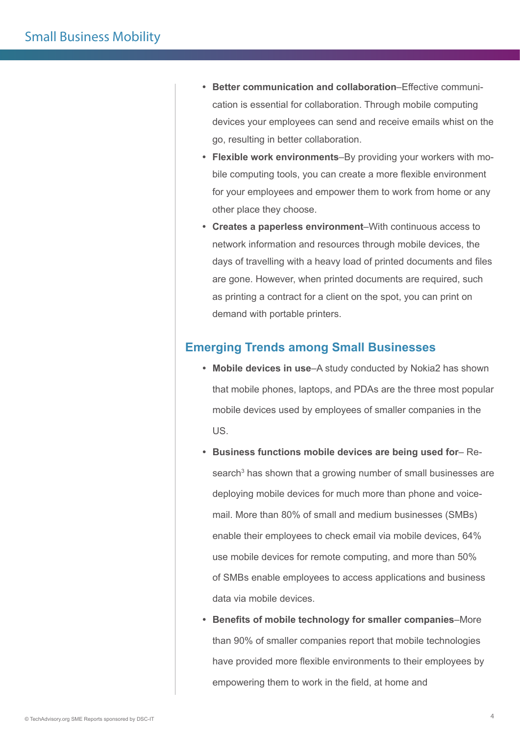- **Better communication and collaboration**–Effective communication is essential for collaboration. Through mobile computing devices your employees can send and receive emails whist on the go, resulting in better collaboration.
- **Flexible work environments**–By providing your workers with mobile computing tools, you can create a more flexible environment for your employees and empower them to work from home or any other place they choose.
- **Creates a paperless environment**–With continuous access to network information and resources through mobile devices, the days of travelling with a heavy load of printed documents and files are gone. However, when printed documents are required, such as printing a contract for a client on the spot, you can print on demand with portable printers.

## Emerging Trends among Small Businesses

- **Mobile devices in use**–A study conducted by Nokia2 has shown that mobile phones, laptops, and PDAs are the three most popular mobile devices used by employees of smaller companies in the US.
- **Business functions mobile devices are being used for**– Research[3] has shown that a growing number of small businesses are deploying mobile devices for much more than phone and voicemail. More than 80% of small and medium businesses (SMBs) enable their employees to check email via mobile devices, 64% use mobile devices for remote computing, and more than 50% of SMBs enable employees to access applications and business data via mobile devices.
- **Benefits of mobile technology for smaller companies**–More than 90% of smaller companies report that mobile technologies have provided more flexible environments to their employees by empowering them to work in the field, at home and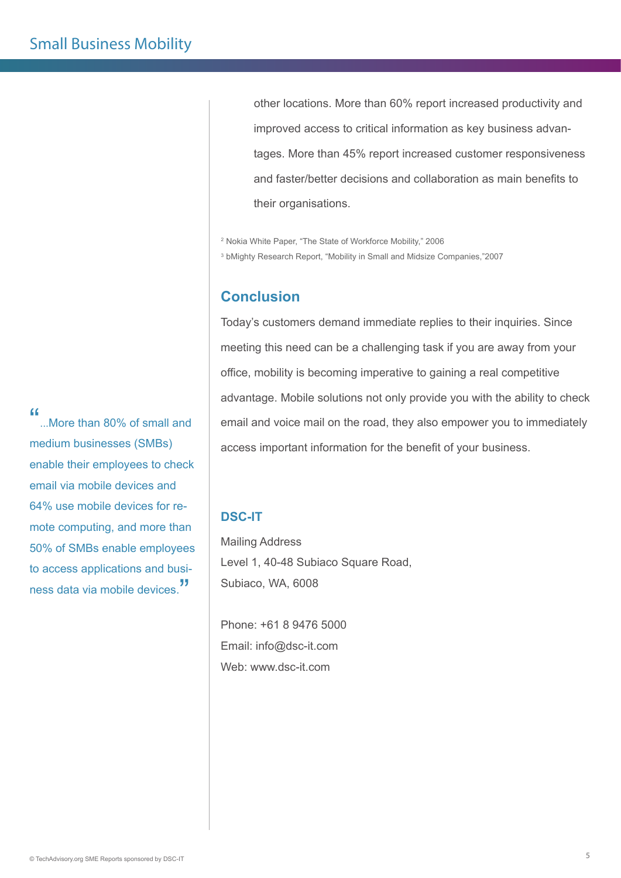other locations. More than 60% report increased productivity and improved access to critical information as key business advantages. More than 45% report increased customer responsiveness and faster/better decisions and collaboration as main benefits to their organisations.

[2] Nokia White Paper, "The State of Workforce Mobility," 2006

[3] bMighty Research Report, "Mobility in Small and Midsize Companies,"2007

## Conclusion

Today's customers demand immediate replies to their inquiries. Since meeting this need can be a challenging task if you are away from your office, mobility is becoming imperative to gaining a real competitive advantage. Mobile solutions not only provide you with the ability to check email and voice mail on the road, they also empower you to immediately access important information for the benefit of your business.

> "...More than 80% of small and medium businesses (SMBs) enable their employees to check email via mobile devices and 64% use mobile devices for remote computing, and more than 50% of SMBs enable employees to access applications and business data via mobile devices."

### DSC-IT

Mailing Address
Level 1, 40-48 Subiaco Square Road,
Subiaco, WA, 6008

Phone: +61 8 9476 5000
Email: info@dsc-it.com
Web: www.dsc-it.com